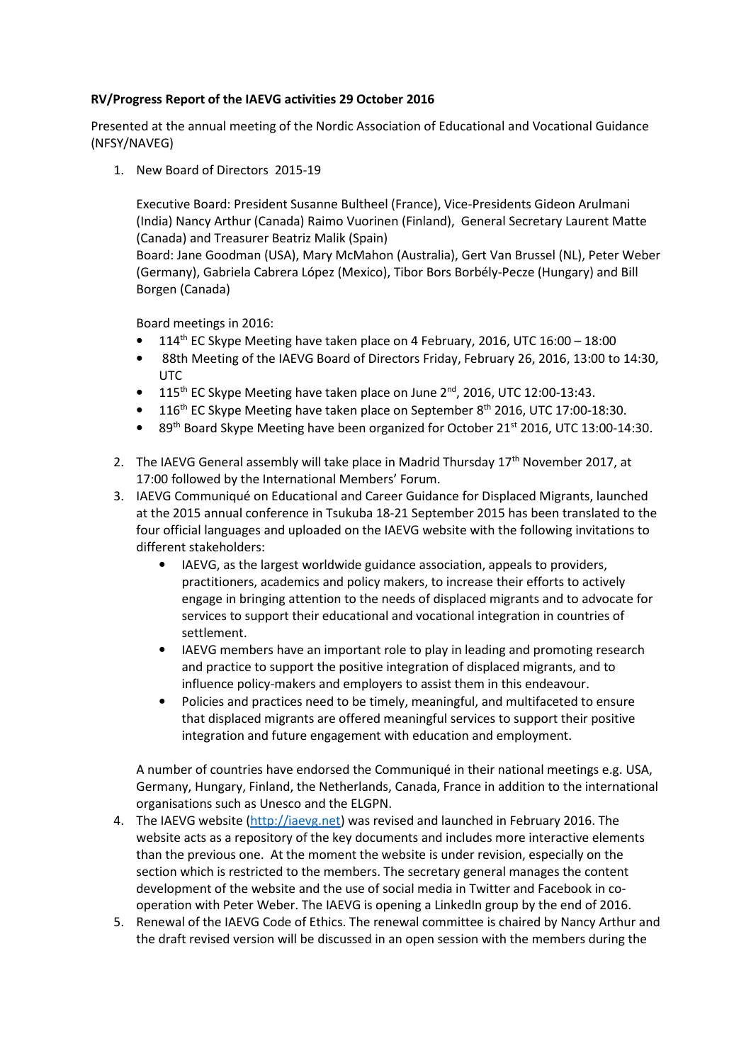**RV/Progress Report of the IAEVG activities 29 October 2016**

Presented at the annual meeting of the Nordic Association of Educational and Vocational Guidance (NFSY/NAVEG)

1. New Board of Directors 2015-19

   Executive Board: President Susanne Bultheel (France), Vice-Presidents Gideon Arulmani (India) Nancy Arthur (Canada) Raimo Vuorinen (Finland), General Secretary Laurent Matte (Canada) and Treasurer Beatriz Malik (Spain)
   Board: Jane Goodman (USA), Mary McMahon (Australia), Gert Van Brussel (NL), Peter Weber (Germany), Gabriela Cabrera López (Mexico), Tibor Bors Borbély-Pecze (Hungary) and Bill Borgen (Canada)

   Board meetings in 2016:
   - 114th EC Skype Meeting have taken place on 4 February, 2016, UTC 16:00 – 18:00
   - 88th Meeting of the IAEVG Board of Directors Friday, February 26, 2016, 13:00 to 14:30, UTC
   - 115th EC Skype Meeting have taken place on June 2nd, 2016, UTC 12:00-13:43.
   - 116th EC Skype Meeting have taken place on September 8th 2016, UTC 17:00-18:30.
   - 89th Board Skype Meeting have been organized for October 21st 2016, UTC 13:00-14:30.

2. The IAEVG General assembly will take place in Madrid Thursday 17th November 2017, at 17:00 followed by the International Members' Forum.
3. IAEVG Communiqué on Educational and Career Guidance for Displaced Migrants, launched at the 2015 annual conference in Tsukuba 18-21 September 2015 has been translated to the four official languages and uploaded on the IAEVG website with the following invitations to different stakeholders:
   - IAEVG, as the largest worldwide guidance association, appeals to providers, practitioners, academics and policy makers, to increase their efforts to actively engage in bringing attention to the needs of displaced migrants and to advocate for services to support their educational and vocational integration in countries of settlement.
   - IAEVG members have an important role to play in leading and promoting research and practice to support the positive integration of displaced migrants, and to influence policy-makers and employers to assist them in this endeavour.
   - Policies and practices need to be timely, meaningful, and multifaceted to ensure that displaced migrants are offered meaningful services to support their positive integration and future engagement with education and employment.

   A number of countries have endorsed the Communiqué in their national meetings e.g. USA, Germany, Hungary, Finland, the Netherlands, Canada, France in addition to the international organisations such as Unesco and the ELGPN.
4. The IAEVG website (http://iaevg.net) was revised and launched in February 2016. The website acts as a repository of the key documents and includes more interactive elements than the previous one. At the moment the website is under revision, especially on the section which is restricted to the members. The secretary general manages the content development of the website and the use of social media in Twitter and Facebook in co-operation with Peter Weber. The IAEVG is opening a LinkedIn group by the end of 2016.
5. Renewal of the IAEVG Code of Ethics. The renewal committee is chaired by Nancy Arthur and the draft revised version will be discussed in an open session with the members during the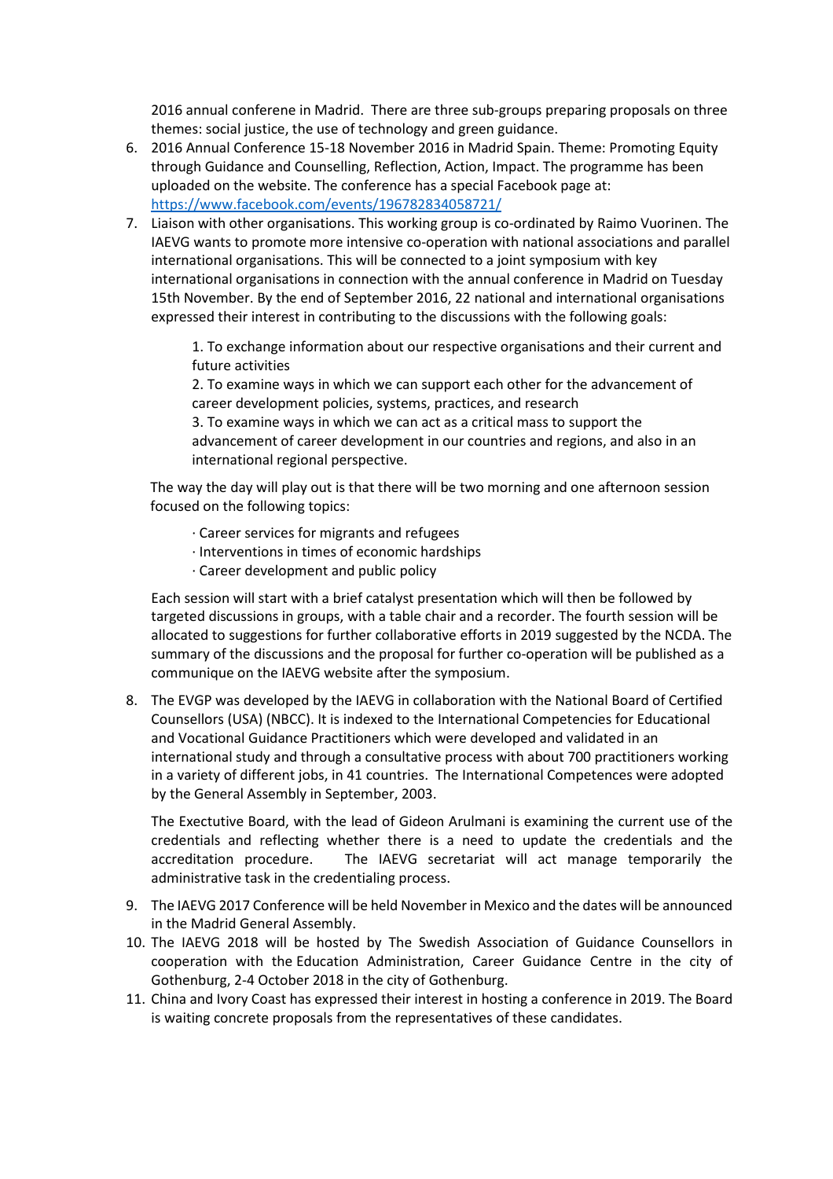2016 annual conferene in Madrid. There are three sub-groups preparing proposals on three themes: social justice, the use of technology and green guidance.

6. 2016 Annual Conference 15-18 November 2016 in Madrid Spain. Theme: Promoting Equity through Guidance and Counselling, Reflection, Action, Impact. The programme has been uploaded on the website. The conference has a special Facebook page at: https://www.facebook.com/events/196782834058721/
7. Liaison with other organisations. This working group is co-ordinated by Raimo Vuorinen. The IAEVG wants to promote more intensive co-operation with national associations and parallel international organisations. This will be connected to a joint symposium with key international organisations in connection with the annual conference in Madrid on Tuesday 15th November. By the end of September 2016, 22 national and international organisations expressed their interest in contributing to the discussions with the following goals:

   1. To exchange information about our respective organisations and their current and future activities
   2. To examine ways in which we can support each other for the advancement of career development policies, systems, practices, and research
   3. To examine ways in which we can act as a critical mass to support the advancement of career development in our countries and regions, and also in an international regional perspective.

   The way the day will play out is that there will be two morning and one afternoon session focused on the following topics:

   · Career services for migrants and refugees
   · Interventions in times of economic hardships
   · Career development and public policy

   Each session will start with a brief catalyst presentation which will then be followed by targeted discussions in groups, with a table chair and a recorder. The fourth session will be allocated to suggestions for further collaborative efforts in 2019 suggested by the NCDA. The summary of the discussions and the proposal for further co-operation will be published as a communique on the IAEVG website after the symposium.

8. The EVGP was developed by the IAEVG in collaboration with the National Board of Certified Counsellors (USA) (NBCC). It is indexed to the International Competencies for Educational and Vocational Guidance Practitioners which were developed and validated in an international study and through a consultative process with about 700 practitioners working in a variety of different jobs, in 41 countries. The International Competences were adopted by the General Assembly in September, 2003.

   The Exectutive Board, with the lead of Gideon Arulmani is examining the current use of the credentials and reflecting whether there is a need to update the credentials and the accreditation procedure. The IAEVG secretariat will act manage temporarily the administrative task in the credentialing process.

9. The IAEVG 2017 Conference will be held November in Mexico and the dates will be announced in the Madrid General Assembly.
10. The IAEVG 2018 will be hosted by The Swedish Association of Guidance Counsellors in cooperation with the Education Administration, Career Guidance Centre in the city of Gothenburg, 2-4 October 2018 in the city of Gothenburg.
11. China and Ivory Coast has expressed their interest in hosting a conference in 2019. The Board is waiting concrete proposals from the representatives of these candidates.